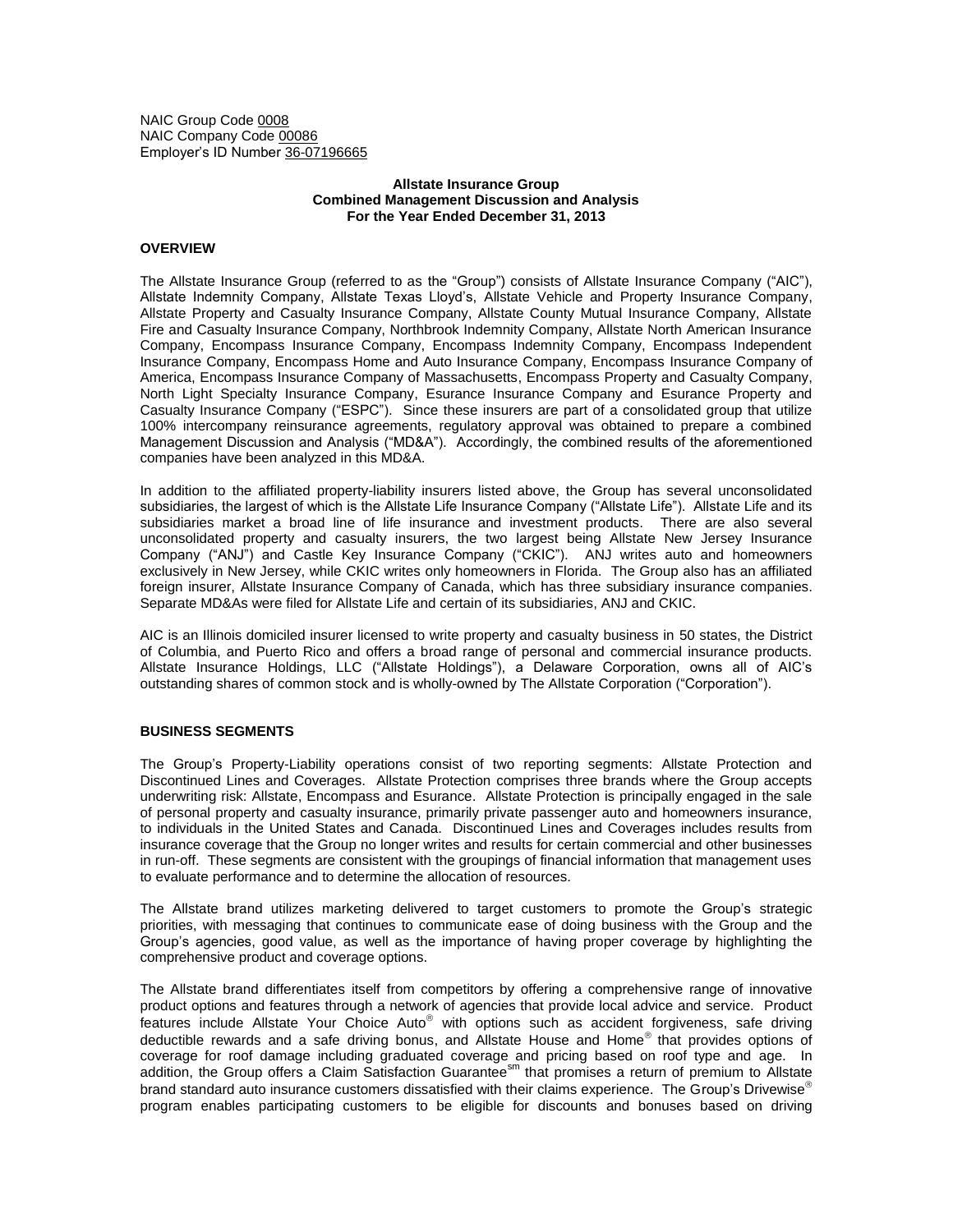NAIC Group Code 0008
NAIC Company Code 00086
Employer's ID Number 36-07196665

**Allstate Insurance Group**
**Combined Management Discussion and Analysis**
**For the Year Ended December 31, 2013**

## OVERVIEW

The Allstate Insurance Group (referred to as the "Group") consists of Allstate Insurance Company ("AIC"), Allstate Indemnity Company, Allstate Texas Lloyd's, Allstate Vehicle and Property Insurance Company, Allstate Property and Casualty Insurance Company, Allstate County Mutual Insurance Company, Allstate Fire and Casualty Insurance Company, Northbrook Indemnity Company, Allstate North American Insurance Company, Encompass Insurance Company, Encompass Indemnity Company, Encompass Independent Insurance Company, Encompass Home and Auto Insurance Company, Encompass Insurance Company of America, Encompass Insurance Company of Massachusetts, Encompass Property and Casualty Company, North Light Specialty Insurance Company, Esurance Insurance Company and Esurance Property and Casualty Insurance Company ("ESPC"). Since these insurers are part of a consolidated group that utilize 100% intercompany reinsurance agreements, regulatory approval was obtained to prepare a combined Management Discussion and Analysis ("MD&A"). Accordingly, the combined results of the aforementioned companies have been analyzed in this MD&A.

In addition to the affiliated property-liability insurers listed above, the Group has several unconsolidated subsidiaries, the largest of which is the Allstate Life Insurance Company ("Allstate Life"). Allstate Life and its subsidiaries market a broad line of life insurance and investment products. There are also several unconsolidated property and casualty insurers, the two largest being Allstate New Jersey Insurance Company ("ANJ") and Castle Key Insurance Company ("CKIC"). ANJ writes auto and homeowners exclusively in New Jersey, while CKIC writes only homeowners in Florida. The Group also has an affiliated foreign insurer, Allstate Insurance Company of Canada, which has three subsidiary insurance companies. Separate MD&As were filed for Allstate Life and certain of its subsidiaries, ANJ and CKIC.

AIC is an Illinois domiciled insurer licensed to write property and casualty business in 50 states, the District of Columbia, and Puerto Rico and offers a broad range of personal and commercial insurance products. Allstate Insurance Holdings, LLC ("Allstate Holdings"), a Delaware Corporation, owns all of AIC's outstanding shares of common stock and is wholly-owned by The Allstate Corporation ("Corporation").

## BUSINESS SEGMENTS

The Group's Property-Liability operations consist of two reporting segments: Allstate Protection and Discontinued Lines and Coverages. Allstate Protection comprises three brands where the Group accepts underwriting risk: Allstate, Encompass and Esurance. Allstate Protection is principally engaged in the sale of personal property and casualty insurance, primarily private passenger auto and homeowners insurance, to individuals in the United States and Canada. Discontinued Lines and Coverages includes results from insurance coverage that the Group no longer writes and results for certain commercial and other businesses in run-off. These segments are consistent with the groupings of financial information that management uses to evaluate performance and to determine the allocation of resources.

The Allstate brand utilizes marketing delivered to target customers to promote the Group's strategic priorities, with messaging that continues to communicate ease of doing business with the Group and the Group's agencies, good value, as well as the importance of having proper coverage by highlighting the comprehensive product and coverage options.

The Allstate brand differentiates itself from competitors by offering a comprehensive range of innovative product options and features through a network of agencies that provide local advice and service. Product features include Allstate Your Choice Auto® with options such as accident forgiveness, safe driving deductible rewards and a safe driving bonus, and Allstate House and Home® that provides options of coverage for roof damage including graduated coverage and pricing based on roof type and age. In addition, the Group offers a Claim Satisfaction Guarantee℠ that promises a return of premium to Allstate brand standard auto insurance customers dissatisfied with their claims experience. The Group's Drivewise® program enables participating customers to be eligible for discounts and bonuses based on driving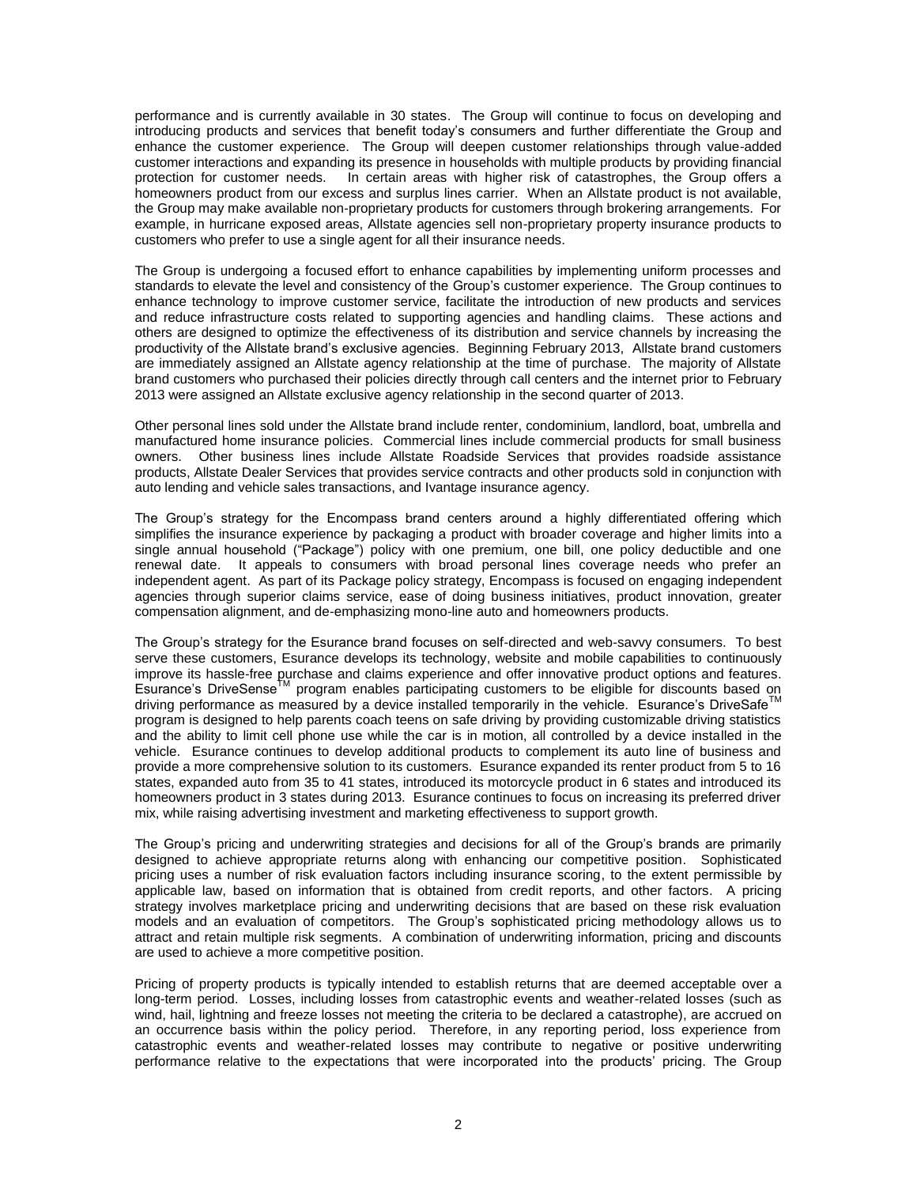performance and is currently available in 30 states. The Group will continue to focus on developing and introducing products and services that benefit today's consumers and further differentiate the Group and enhance the customer experience. The Group will deepen customer relationships through value-added customer interactions and expanding its presence in households with multiple products by providing financial protection for customer needs. In certain areas with higher risk of catastrophes, the Group offers a homeowners product from our excess and surplus lines carrier. When an Allstate product is not available, the Group may make available non-proprietary products for customers through brokering arrangements. For example, in hurricane exposed areas, Allstate agencies sell non-proprietary property insurance products to customers who prefer to use a single agent for all their insurance needs.

The Group is undergoing a focused effort to enhance capabilities by implementing uniform processes and standards to elevate the level and consistency of the Group's customer experience. The Group continues to enhance technology to improve customer service, facilitate the introduction of new products and services and reduce infrastructure costs related to supporting agencies and handling claims. These actions and others are designed to optimize the effectiveness of its distribution and service channels by increasing the productivity of the Allstate brand's exclusive agencies. Beginning February 2013, Allstate brand customers are immediately assigned an Allstate agency relationship at the time of purchase. The majority of Allstate brand customers who purchased their policies directly through call centers and the internet prior to February 2013 were assigned an Allstate exclusive agency relationship in the second quarter of 2013.

Other personal lines sold under the Allstate brand include renter, condominium, landlord, boat, umbrella and manufactured home insurance policies. Commercial lines include commercial products for small business owners. Other business lines include Allstate Roadside Services that provides roadside assistance products, Allstate Dealer Services that provides service contracts and other products sold in conjunction with auto lending and vehicle sales transactions, and Ivantage insurance agency.

The Group's strategy for the Encompass brand centers around a highly differentiated offering which simplifies the insurance experience by packaging a product with broader coverage and higher limits into a single annual household ("Package") policy with one premium, one bill, one policy deductible and one renewal date. It appeals to consumers with broad personal lines coverage needs who prefer an independent agent. As part of its Package policy strategy, Encompass is focused on engaging independent agencies through superior claims service, ease of doing business initiatives, product innovation, greater compensation alignment, and de-emphasizing mono-line auto and homeowners products.

The Group's strategy for the Esurance brand focuses on self-directed and web-savvy consumers. To best serve these customers, Esurance develops its technology, website and mobile capabilities to continuously improve its hassle-free purchase and claims experience and offer innovative product options and features. Esurance's DriveSense™ program enables participating customers to be eligible for discounts based on driving performance as measured by a device installed temporarily in the vehicle. Esurance's DriveSafe™ program is designed to help parents coach teens on safe driving by providing customizable driving statistics and the ability to limit cell phone use while the car is in motion, all controlled by a device installed in the vehicle. Esurance continues to develop additional products to complement its auto line of business and provide a more comprehensive solution to its customers. Esurance expanded its renter product from 5 to 16 states, expanded auto from 35 to 41 states, introduced its motorcycle product in 6 states and introduced its homeowners product in 3 states during 2013. Esurance continues to focus on increasing its preferred driver mix, while raising advertising investment and marketing effectiveness to support growth.

The Group's pricing and underwriting strategies and decisions for all of the Group's brands are primarily designed to achieve appropriate returns along with enhancing our competitive position. Sophisticated pricing uses a number of risk evaluation factors including insurance scoring, to the extent permissible by applicable law, based on information that is obtained from credit reports, and other factors. A pricing strategy involves marketplace pricing and underwriting decisions that are based on these risk evaluation models and an evaluation of competitors. The Group's sophisticated pricing methodology allows us to attract and retain multiple risk segments. A combination of underwriting information, pricing and discounts are used to achieve a more competitive position.

Pricing of property products is typically intended to establish returns that are deemed acceptable over a long-term period. Losses, including losses from catastrophic events and weather-related losses (such as wind, hail, lightning and freeze losses not meeting the criteria to be declared a catastrophe), are accrued on an occurrence basis within the policy period. Therefore, in any reporting period, loss experience from catastrophic events and weather-related losses may contribute to negative or positive underwriting performance relative to the expectations that were incorporated into the products' pricing. The Group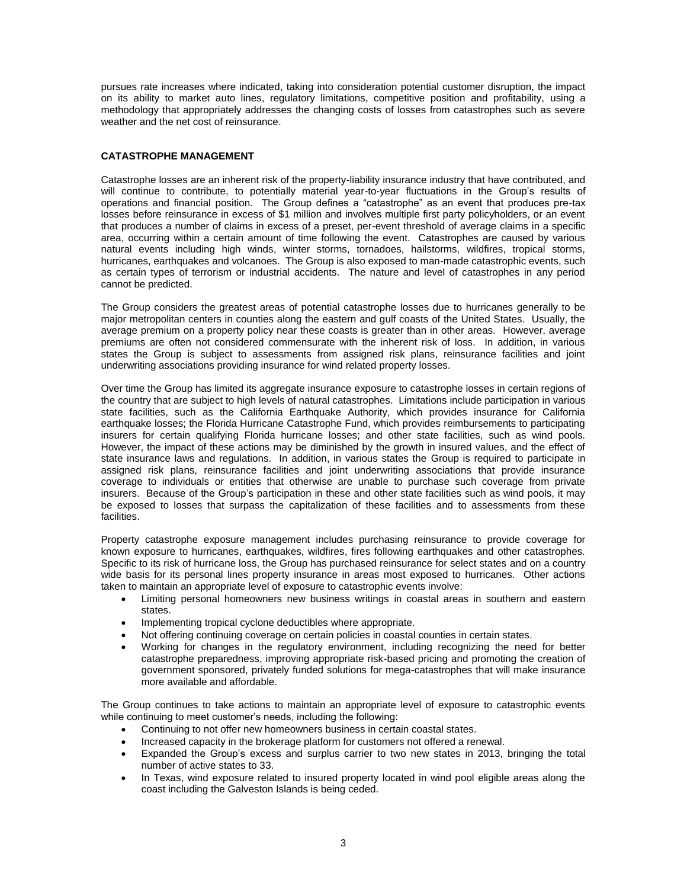pursues rate increases where indicated, taking into consideration potential customer disruption, the impact on its ability to market auto lines, regulatory limitations, competitive position and profitability, using a methodology that appropriately addresses the changing costs of losses from catastrophes such as severe weather and the net cost of reinsurance.

## CATASTROPHE MANAGEMENT

Catastrophe losses are an inherent risk of the property-liability insurance industry that have contributed, and will continue to contribute, to potentially material year-to-year fluctuations in the Group's results of operations and financial position. The Group defines a "catastrophe" as an event that produces pre-tax losses before reinsurance in excess of $1 million and involves multiple first party policyholders, or an event that produces a number of claims in excess of a preset, per-event threshold of average claims in a specific area, occurring within a certain amount of time following the event. Catastrophes are caused by various natural events including high winds, winter storms, tornadoes, hailstorms, wildfires, tropical storms, hurricanes, earthquakes and volcanoes. The Group is also exposed to man-made catastrophic events, such as certain types of terrorism or industrial accidents. The nature and level of catastrophes in any period cannot be predicted.

The Group considers the greatest areas of potential catastrophe losses due to hurricanes generally to be major metropolitan centers in counties along the eastern and gulf coasts of the United States. Usually, the average premium on a property policy near these coasts is greater than in other areas. However, average premiums are often not considered commensurate with the inherent risk of loss. In addition, in various states the Group is subject to assessments from assigned risk plans, reinsurance facilities and joint underwriting associations providing insurance for wind related property losses.

Over time the Group has limited its aggregate insurance exposure to catastrophe losses in certain regions of the country that are subject to high levels of natural catastrophes. Limitations include participation in various state facilities, such as the California Earthquake Authority, which provides insurance for California earthquake losses; the Florida Hurricane Catastrophe Fund, which provides reimbursements to participating insurers for certain qualifying Florida hurricane losses; and other state facilities, such as wind pools. However, the impact of these actions may be diminished by the growth in insured values, and the effect of state insurance laws and regulations. In addition, in various states the Group is required to participate in assigned risk plans, reinsurance facilities and joint underwriting associations that provide insurance coverage to individuals or entities that otherwise are unable to purchase such coverage from private insurers. Because of the Group's participation in these and other state facilities such as wind pools, it may be exposed to losses that surpass the capitalization of these facilities and to assessments from these facilities.

Property catastrophe exposure management includes purchasing reinsurance to provide coverage for known exposure to hurricanes, earthquakes, wildfires, fires following earthquakes and other catastrophes. Specific to its risk of hurricane loss, the Group has purchased reinsurance for select states and on a country wide basis for its personal lines property insurance in areas most exposed to hurricanes. Other actions taken to maintain an appropriate level of exposure to catastrophic events involve:

- Limiting personal homeowners new business writings in coastal areas in southern and eastern states.
- Implementing tropical cyclone deductibles where appropriate.
- Not offering continuing coverage on certain policies in coastal counties in certain states.
- Working for changes in the regulatory environment, including recognizing the need for better catastrophe preparedness, improving appropriate risk-based pricing and promoting the creation of government sponsored, privately funded solutions for mega-catastrophes that will make insurance more available and affordable.

The Group continues to take actions to maintain an appropriate level of exposure to catastrophic events while continuing to meet customer's needs, including the following:

- Continuing to not offer new homeowners business in certain coastal states.
- Increased capacity in the brokerage platform for customers not offered a renewal.
- Expanded the Group's excess and surplus carrier to two new states in 2013, bringing the total number of active states to 33.
- In Texas, wind exposure related to insured property located in wind pool eligible areas along the coast including the Galveston Islands is being ceded.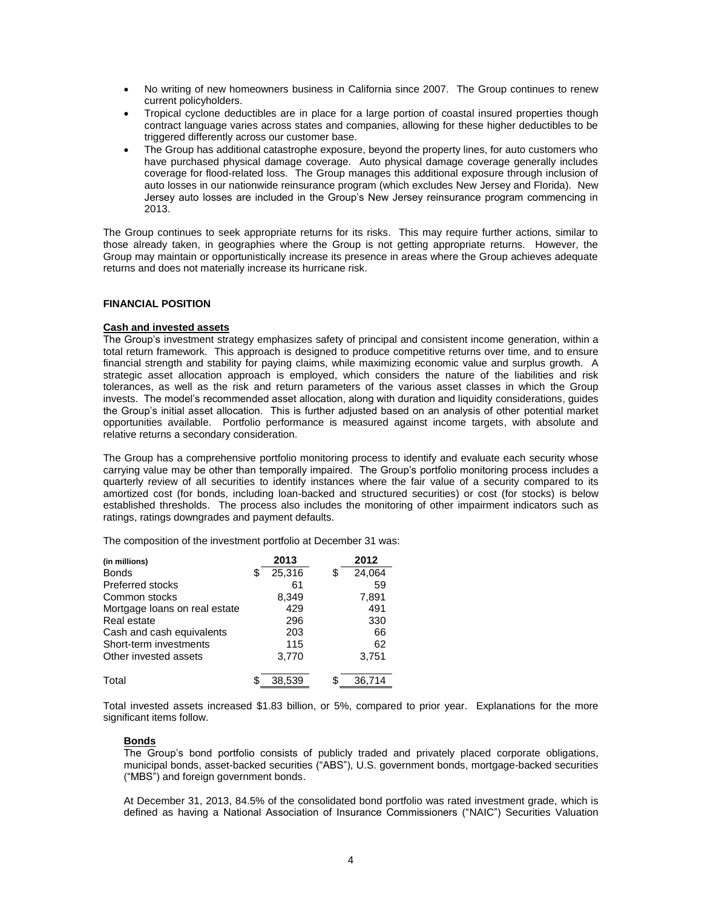- No writing of new homeowners business in California since 2007. The Group continues to renew current policyholders.
- Tropical cyclone deductibles are in place for a large portion of coastal insured properties though contract language varies across states and companies, allowing for these higher deductibles to be triggered differently across our customer base.
- The Group has additional catastrophe exposure, beyond the property lines, for auto customers who have purchased physical damage coverage. Auto physical damage coverage generally includes coverage for flood-related loss. The Group manages this additional exposure through inclusion of auto losses in our nationwide reinsurance program (which excludes New Jersey and Florida). New Jersey auto losses are included in the Group's New Jersey reinsurance program commencing in 2013.

The Group continues to seek appropriate returns for its risks. This may require further actions, similar to those already taken, in geographies where the Group is not getting appropriate returns. However, the Group may maintain or opportunistically increase its presence in areas where the Group achieves adequate returns and does not materially increase its hurricane risk.

## FINANCIAL POSITION

### Cash and invested assets

The Group's investment strategy emphasizes safety of principal and consistent income generation, within a total return framework. This approach is designed to produce competitive returns over time, and to ensure financial strength and stability for paying claims, while maximizing economic value and surplus growth. A strategic asset allocation approach is employed, which considers the nature of the liabilities and risk tolerances, as well as the risk and return parameters of the various asset classes in which the Group invests. The model's recommended asset allocation, along with duration and liquidity considerations, guides the Group's initial asset allocation. This is further adjusted based on an analysis of other potential market opportunities available. Portfolio performance is measured against income targets, with absolute and relative returns a secondary consideration.

The Group has a comprehensive portfolio monitoring process to identify and evaluate each security whose carrying value may be other than temporally impaired. The Group's portfolio monitoring process includes a quarterly review of all securities to identify instances where the fair value of a security compared to its amortized cost (for bonds, including loan-backed and structured securities) or cost (for stocks) is below established thresholds. The process also includes the monitoring of other impairment indicators such as ratings, ratings downgrades and payment defaults.

The composition of the investment portfolio at December 31 was:

| (in millions) | 2013 | 2012 |
|---|---|---|
| Bonds | $ 25,316 | $ 24,064 |
| Preferred stocks | 61 | 59 |
| Common stocks | 8,349 | 7,891 |
| Mortgage loans on real estate | 429 | 491 |
| Real estate | 296 | 330 |
| Cash and cash equivalents | 203 | 66 |
| Short-term investments | 115 | 62 |
| Other invested assets | 3,770 | 3,751 |
| Total | $ 38,539 | $ 36,714 |

Total invested assets increased $1.83 billion, or 5%, compared to prior year. Explanations for the more significant items follow.

#### Bonds

The Group's bond portfolio consists of publicly traded and privately placed corporate obligations, municipal bonds, asset-backed securities ("ABS"), U.S. government bonds, mortgage-backed securities ("MBS") and foreign government bonds.

At December 31, 2013, 84.5% of the consolidated bond portfolio was rated investment grade, which is defined as having a National Association of Insurance Commissioners ("NAIC") Securities Valuation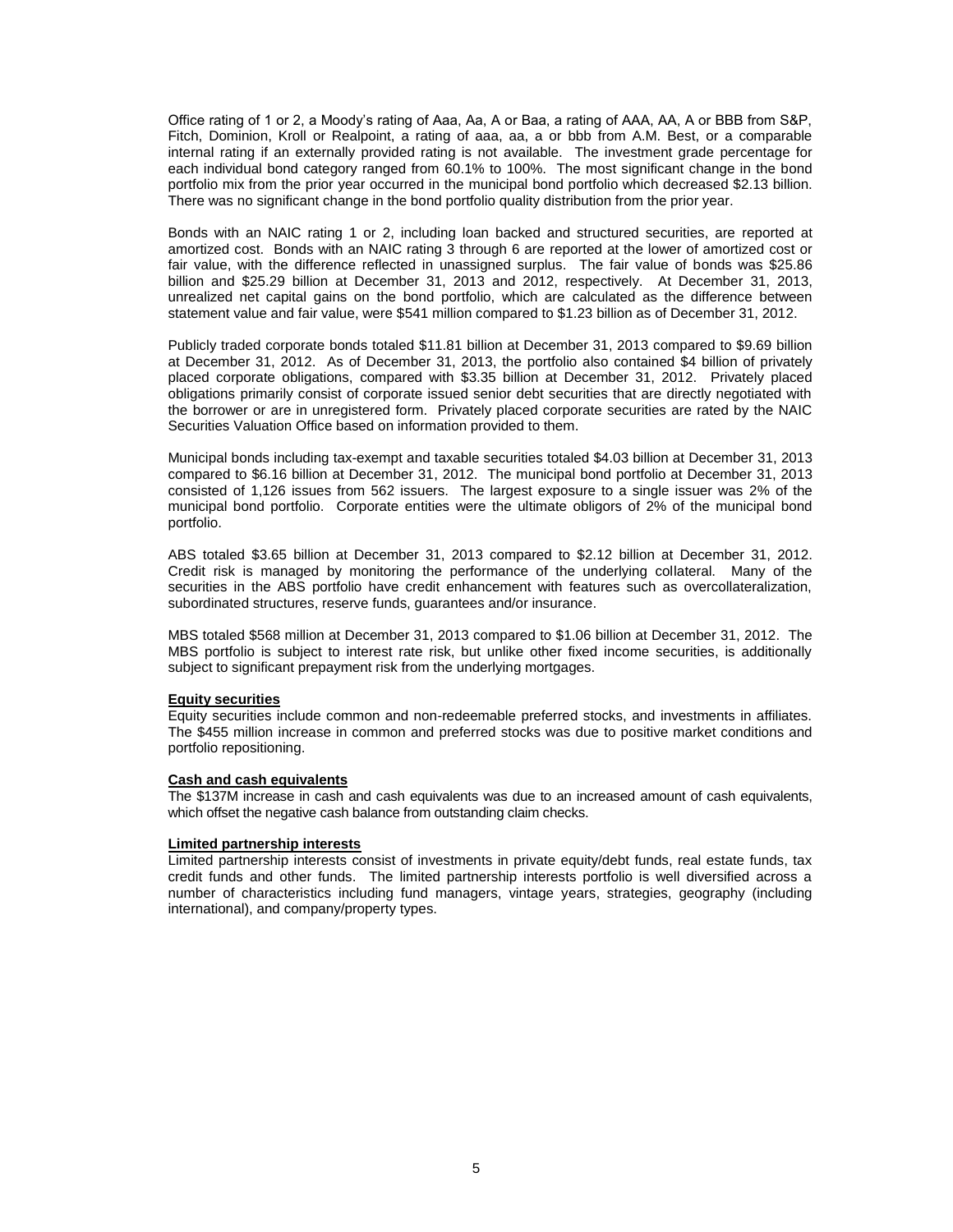Office rating of 1 or 2, a Moody's rating of Aaa, Aa, A or Baa, a rating of AAA, AA, A or BBB from S&P, Fitch, Dominion, Kroll or Realpoint, a rating of aaa, aa, a or bbb from A.M. Best, or a comparable internal rating if an externally provided rating is not available. The investment grade percentage for each individual bond category ranged from 60.1% to 100%. The most significant change in the bond portfolio mix from the prior year occurred in the municipal bond portfolio which decreased $2.13 billion. There was no significant change in the bond portfolio quality distribution from the prior year.

Bonds with an NAIC rating 1 or 2, including loan backed and structured securities, are reported at amortized cost. Bonds with an NAIC rating 3 through 6 are reported at the lower of amortized cost or fair value, with the difference reflected in unassigned surplus. The fair value of bonds was $25.86 billion and $25.29 billion at December 31, 2013 and 2012, respectively. At December 31, 2013, unrealized net capital gains on the bond portfolio, which are calculated as the difference between statement value and fair value, were $541 million compared to $1.23 billion as of December 31, 2012.

Publicly traded corporate bonds totaled $11.81 billion at December 31, 2013 compared to $9.69 billion at December 31, 2012. As of December 31, 2013, the portfolio also contained $4 billion of privately placed corporate obligations, compared with $3.35 billion at December 31, 2012. Privately placed obligations primarily consist of corporate issued senior debt securities that are directly negotiated with the borrower or are in unregistered form. Privately placed corporate securities are rated by the NAIC Securities Valuation Office based on information provided to them.

Municipal bonds including tax-exempt and taxable securities totaled $4.03 billion at December 31, 2013 compared to $6.16 billion at December 31, 2012. The municipal bond portfolio at December 31, 2013 consisted of 1,126 issues from 562 issuers. The largest exposure to a single issuer was 2% of the municipal bond portfolio. Corporate entities were the ultimate obligors of 2% of the municipal bond portfolio.

ABS totaled $3.65 billion at December 31, 2013 compared to $2.12 billion at December 31, 2012. Credit risk is managed by monitoring the performance of the underlying collateral. Many of the securities in the ABS portfolio have credit enhancement with features such as overcollateralization, subordinated structures, reserve funds, guarantees and/or insurance.

MBS totaled $568 million at December 31, 2013 compared to $1.06 billion at December 31, 2012. The MBS portfolio is subject to interest rate risk, but unlike other fixed income securities, is additionally subject to significant prepayment risk from the underlying mortgages.

**Equity securities**

Equity securities include common and non-redeemable preferred stocks, and investments in affiliates. The $455 million increase in common and preferred stocks was due to positive market conditions and portfolio repositioning.

**Cash and cash equivalents**

The $137M increase in cash and cash equivalents was due to an increased amount of cash equivalents, which offset the negative cash balance from outstanding claim checks.

**Limited partnership interests**

Limited partnership interests consist of investments in private equity/debt funds, real estate funds, tax credit funds and other funds. The limited partnership interests portfolio is well diversified across a number of characteristics including fund managers, vintage years, strategies, geography (including international), and company/property types.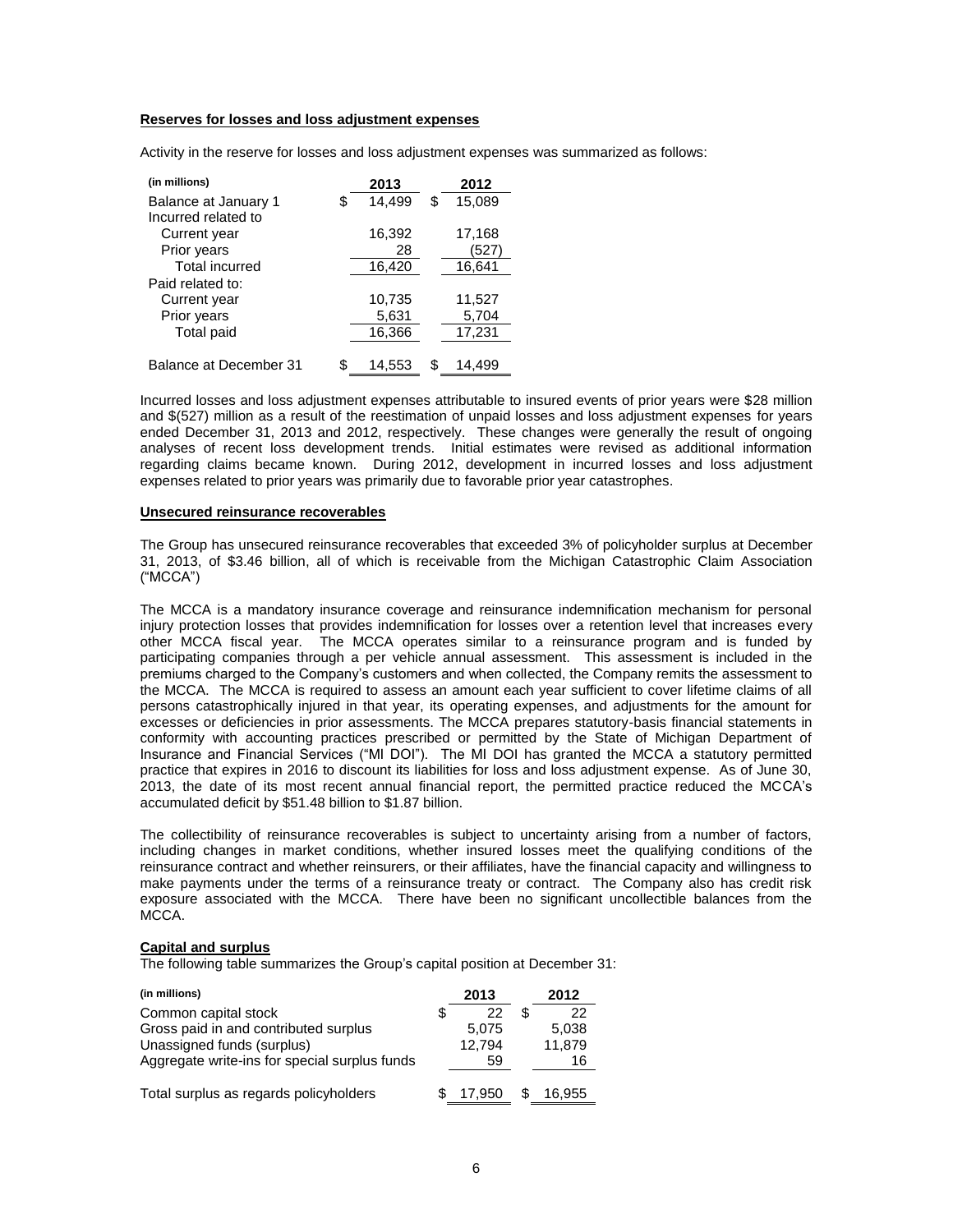**Reserves for losses and loss adjustment expenses**

Activity in the reserve for losses and loss adjustment expenses was summarized as follows:

| (in millions) | 2013 | 2012 |
|---|---|---|
| Balance at January 1 | $ 14,499 | $ 15,089 |
| Incurred related to | | |
| Current year | 16,392 | 17,168 |
| Prior years | 28 | (527) |
| Total incurred | 16,420 | 16,641 |
| Paid related to: | | |
| Current year | 10,735 | 11,527 |
| Prior years | 5,631 | 5,704 |
| Total paid | 16,366 | 17,231 |
| Balance at December 31 | $ 14,553 | $ 14,499 |

Incurred losses and loss adjustment expenses attributable to insured events of prior years were $28 million and $(527) million as a result of the reestimation of unpaid losses and loss adjustment expenses for years ended December 31, 2013 and 2012, respectively. These changes were generally the result of ongoing analyses of recent loss development trends. Initial estimates were revised as additional information regarding claims became known. During 2012, development in incurred losses and loss adjustment expenses related to prior years was primarily due to favorable prior year catastrophes.

**Unsecured reinsurance recoverables**

The Group has unsecured reinsurance recoverables that exceeded 3% of policyholder surplus at December 31, 2013, of $3.46 billion, all of which is receivable from the Michigan Catastrophic Claim Association ("MCCA")

The MCCA is a mandatory insurance coverage and reinsurance indemnification mechanism for personal injury protection losses that provides indemnification for losses over a retention level that increases every other MCCA fiscal year. The MCCA operates similar to a reinsurance program and is funded by participating companies through a per vehicle annual assessment. This assessment is included in the premiums charged to the Company's customers and when collected, the Company remits the assessment to the MCCA. The MCCA is required to assess an amount each year sufficient to cover lifetime claims of all persons catastrophically injured in that year, its operating expenses, and adjustments for the amount for excesses or deficiencies in prior assessments. The MCCA prepares statutory-basis financial statements in conformity with accounting practices prescribed or permitted by the State of Michigan Department of Insurance and Financial Services ("MI DOI"). The MI DOI has granted the MCCA a statutory permitted practice that expires in 2016 to discount its liabilities for loss and loss adjustment expense. As of June 30, 2013, the date of its most recent annual financial report, the permitted practice reduced the MCCA's accumulated deficit by $51.48 billion to $1.87 billion.

The collectibility of reinsurance recoverables is subject to uncertainty arising from a number of factors, including changes in market conditions, whether insured losses meet the qualifying conditions of the reinsurance contract and whether reinsurers, or their affiliates, have the financial capacity and willingness to make payments under the terms of a reinsurance treaty or contract. The Company also has credit risk exposure associated with the MCCA. There have been no significant uncollectible balances from the MCCA.

**Capital and surplus**

The following table summarizes the Group's capital position at December 31:

| (in millions) | 2013 | 2012 |
|---|---|---|
| Common capital stock | $ 22 | $ 22 |
| Gross paid in and contributed surplus | 5,075 | 5,038 |
| Unassigned funds (surplus) | 12,794 | 11,879 |
| Aggregate write-ins for special surplus funds | 59 | 16 |
| Total surplus as regards policyholders | $ 17,950 | $ 16,955 |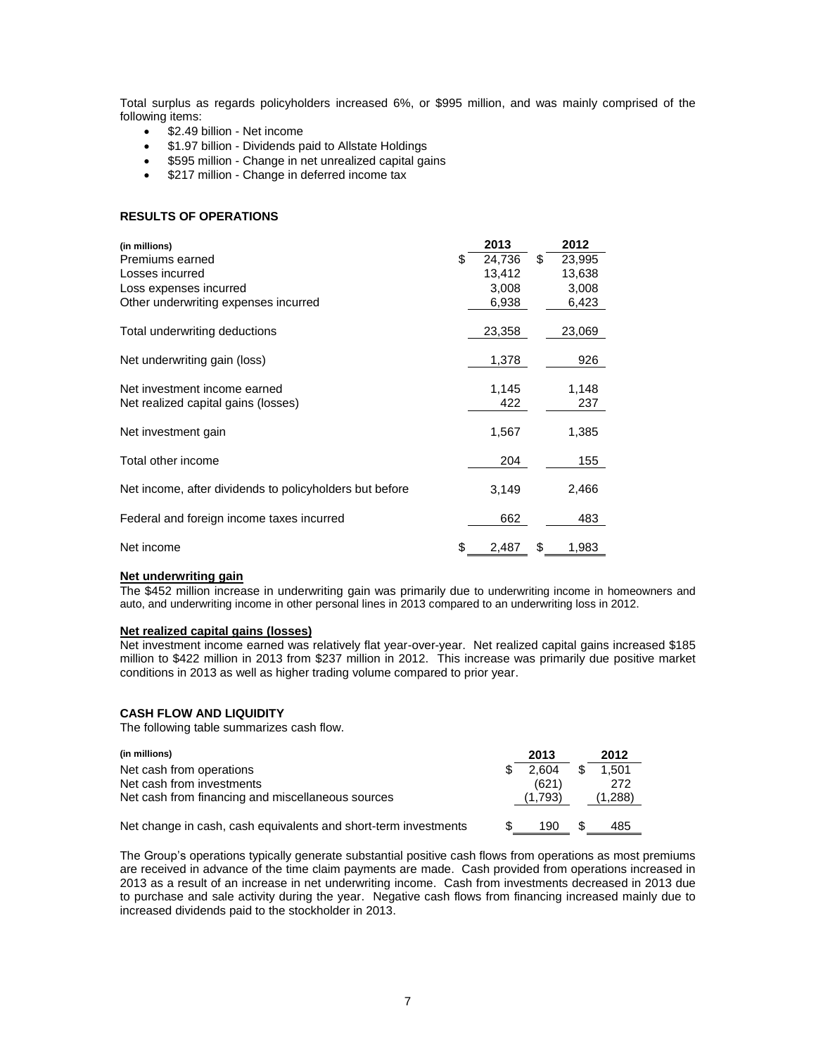Total surplus as regards policyholders increased 6%, or $995 million, and was mainly comprised of the following items:

- $2.49 billion - Net income
- $1.97 billion - Dividends paid to Allstate Holdings
- $595 million - Change in net unrealized capital gains
- $217 million - Change in deferred income tax

## RESULTS OF OPERATIONS

| (in millions) | 2013 | 2012 |
|---|---|---|
| Premiums earned | $ 24,736 | $ 23,995 |
| Losses incurred | 13,412 | 13,638 |
| Loss expenses incurred | 3,008 | 3,008 |
| Other underwriting expenses incurred | 6,938 | 6,423 |
| Total underwriting deductions | 23,358 | 23,069 |
| Net underwriting gain (loss) | 1,378 | 926 |
| Net investment income earned | 1,145 | 1,148 |
| Net realized capital gains (losses) | 422 | 237 |
| Net investment gain | 1,567 | 1,385 |
| Total other income | 204 | 155 |
| Net income, after dividends to policyholders but before | 3,149 | 2,466 |
| Federal and foreign income taxes incurred | 662 | 483 |
| Net income | $ 2,487 | $ 1,983 |

### Net underwriting gain

The $452 million increase in underwriting gain was primarily due to underwriting income in homeowners and auto, and underwriting income in other personal lines in 2013 compared to an underwriting loss in 2012.

### Net realized capital gains (losses)

Net investment income earned was relatively flat year-over-year. Net realized capital gains increased $185 million to $422 million in 2013 from $237 million in 2012. This increase was primarily due positive market conditions in 2013 as well as higher trading volume compared to prior year.

## CASH FLOW AND LIQUIDITY

The following table summarizes cash flow.

| (in millions) | 2013 | 2012 |
|---|---|---|
| Net cash from operations | $ 2,604 | $ 1,501 |
| Net cash from investments | (621) | 272 |
| Net cash from financing and miscellaneous sources | (1,793) | (1,288) |
| Net change in cash, cash equivalents and short-term investments | $ 190 | $ 485 |

The Group's operations typically generate substantial positive cash flows from operations as most premiums are received in advance of the time claim payments are made. Cash provided from operations increased in 2013 as a result of an increase in net underwriting income. Cash from investments decreased in 2013 due to purchase and sale activity during the year. Negative cash flows from financing increased mainly due to increased dividends paid to the stockholder in 2013.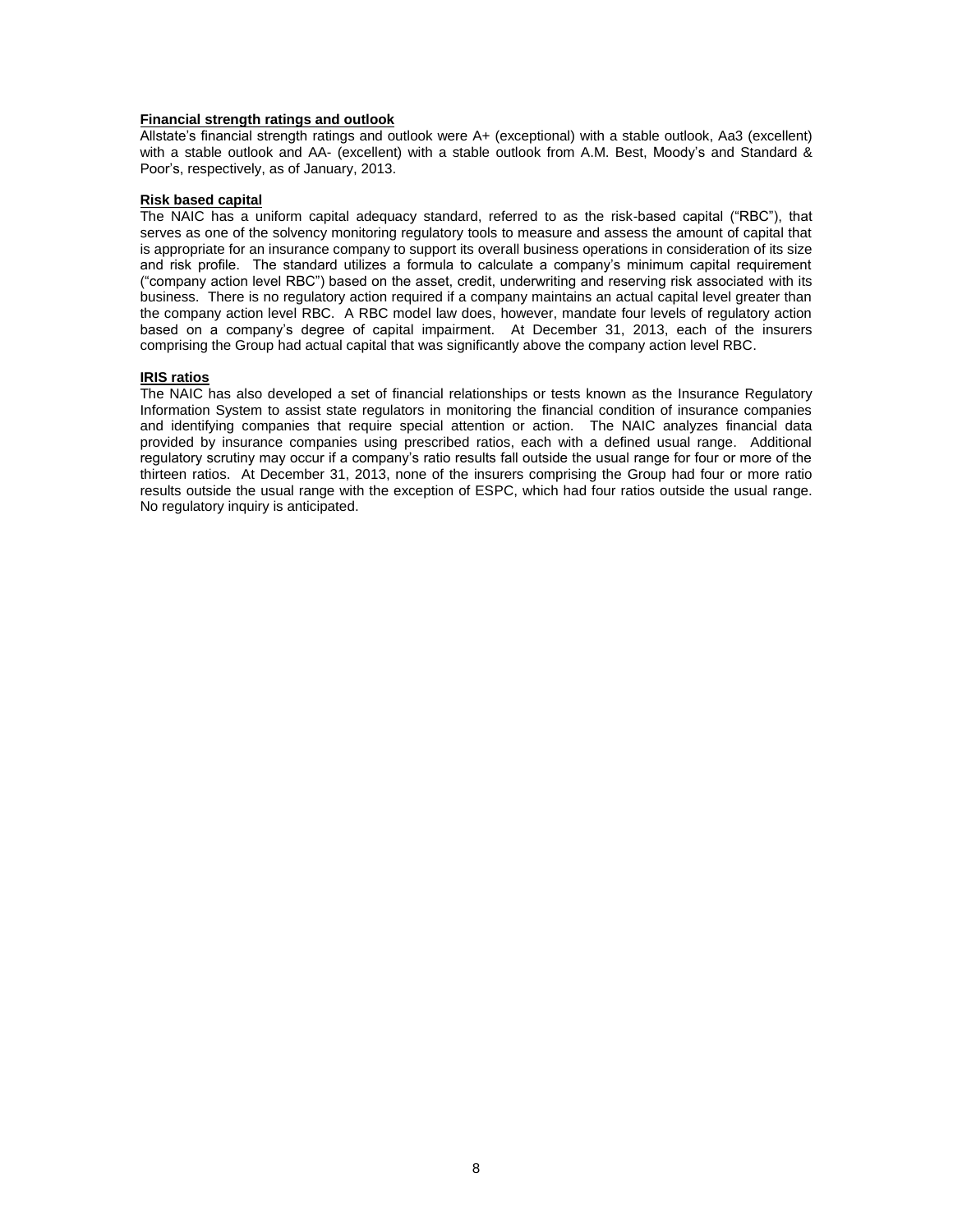**Financial strength ratings and outlook**

Allstate's financial strength ratings and outlook were A+ (exceptional) with a stable outlook, Aa3 (excellent) with a stable outlook and AA- (excellent) with a stable outlook from A.M. Best, Moody's and Standard & Poor's, respectively, as of January, 2013.

**Risk based capital**

The NAIC has a uniform capital adequacy standard, referred to as the risk-based capital ("RBC"), that serves as one of the solvency monitoring regulatory tools to measure and assess the amount of capital that is appropriate for an insurance company to support its overall business operations in consideration of its size and risk profile. The standard utilizes a formula to calculate a company's minimum capital requirement ("company action level RBC") based on the asset, credit, underwriting and reserving risk associated with its business. There is no regulatory action required if a company maintains an actual capital level greater than the company action level RBC. A RBC model law does, however, mandate four levels of regulatory action based on a company's degree of capital impairment. At December 31, 2013, each of the insurers comprising the Group had actual capital that was significantly above the company action level RBC.

**IRIS ratios**

The NAIC has also developed a set of financial relationships or tests known as the Insurance Regulatory Information System to assist state regulators in monitoring the financial condition of insurance companies and identifying companies that require special attention or action. The NAIC analyzes financial data provided by insurance companies using prescribed ratios, each with a defined usual range. Additional regulatory scrutiny may occur if a company's ratio results fall outside the usual range for four or more of the thirteen ratios. At December 31, 2013, none of the insurers comprising the Group had four or more ratio results outside the usual range with the exception of ESPC, which had four ratios outside the usual range. No regulatory inquiry is anticipated.